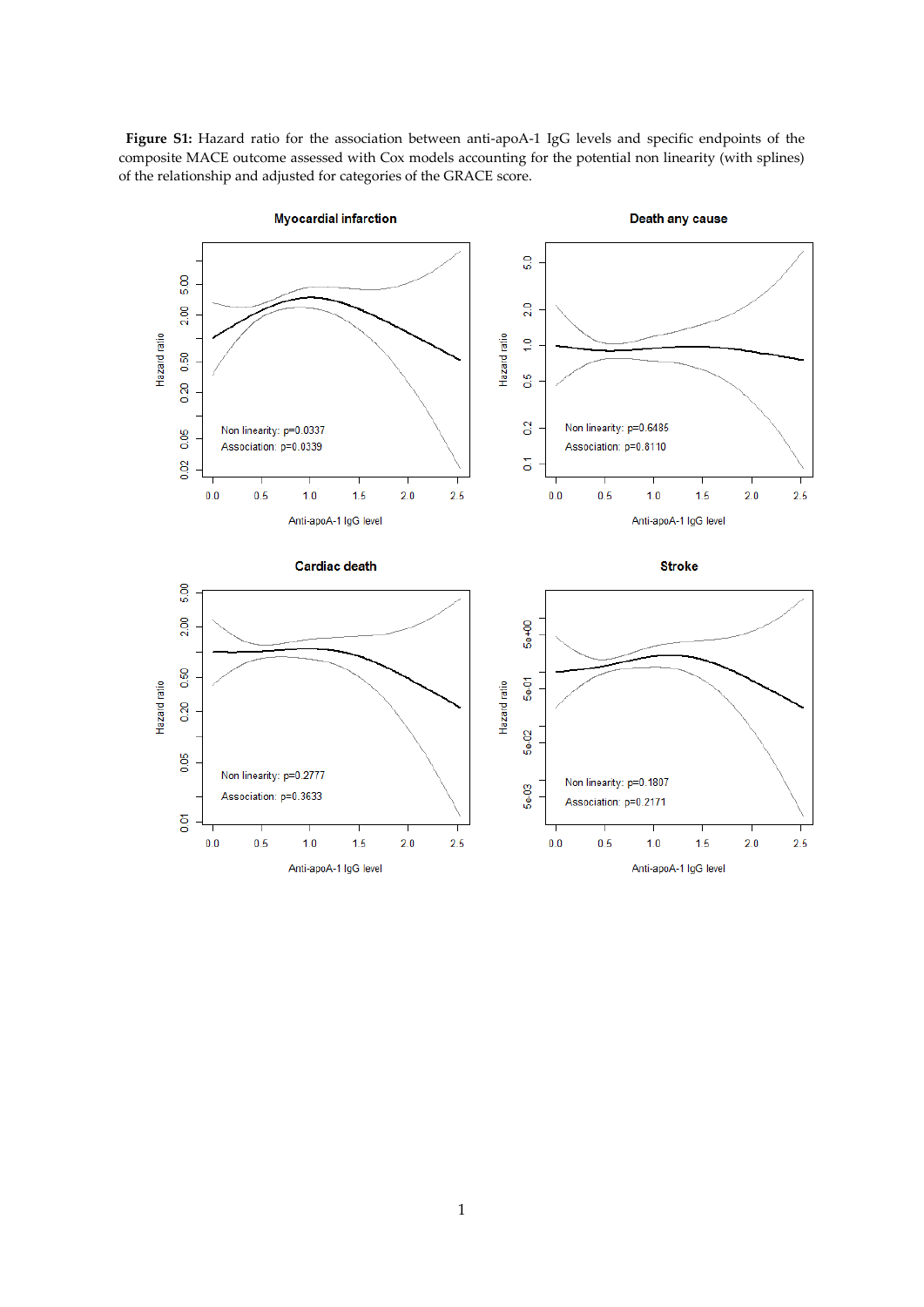**Figure S1:** Hazard ratio for the association between anti-apoA-1 IgG levels and specific endpoints of the composite MACE outcome assessed with Cox models accounting for the potential non linearity (with splines) of the relationship and adjusted for categories of the GRACE score.

**Myocardial infarction**

Non linearity: p=0.0337
Association: p=0.0339

**Death any cause**

Non linearity: p=0.6485
Association: p=0.8110

**Cardiac death**

Non linearity: p=0.2777
Association: p=0.3633

**Stroke**

Non linearity: p=0.1807
Association: p=0.2171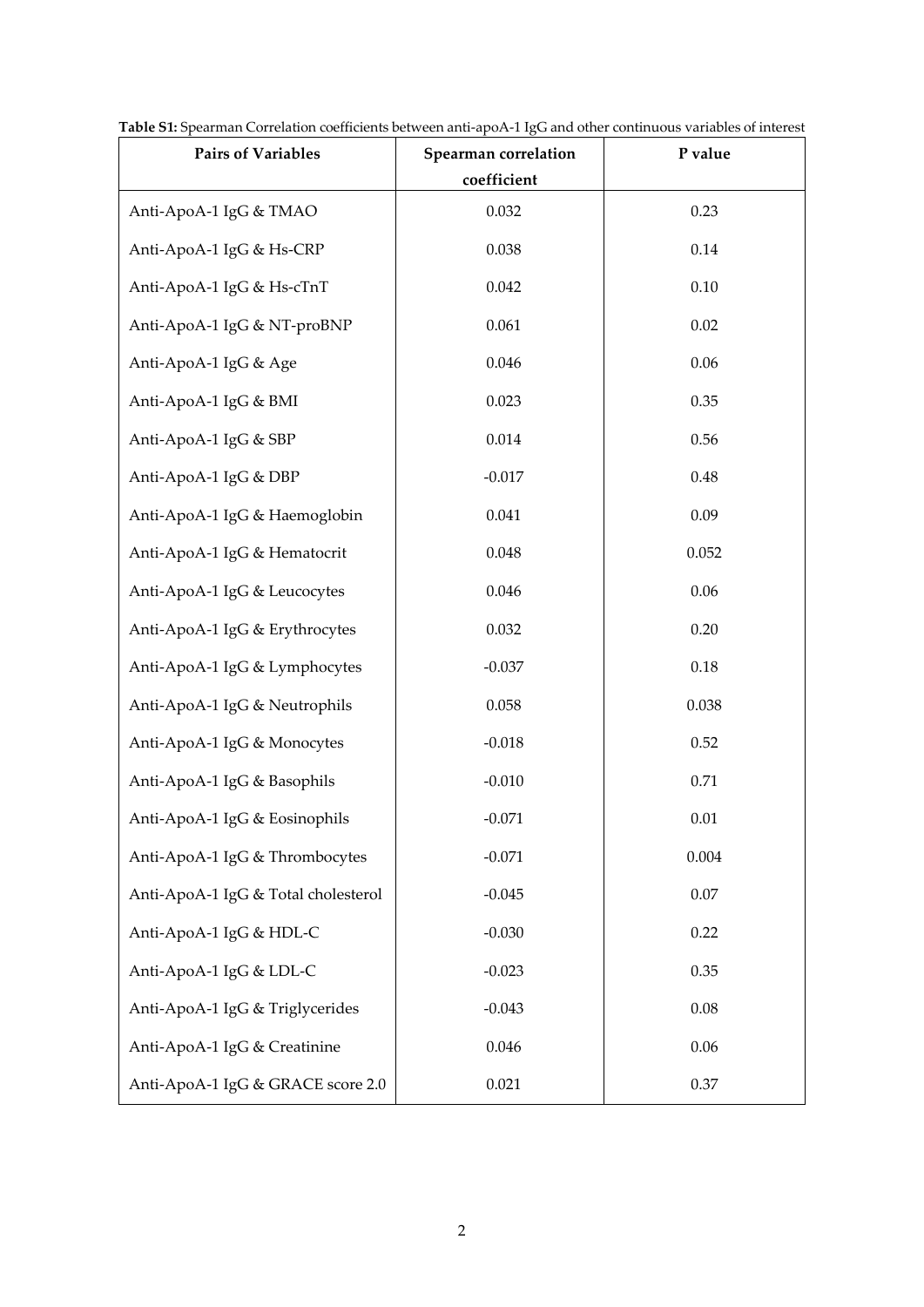**Table S1:** Spearman Correlation coefficients between anti-apoA-1 IgG and other continuous variables of interest

| Pairs of Variables | Spearman correlation coefficient | P value |
|---|---|---|
| Anti-ApoA-1 IgG & TMAO | 0.032 | 0.23 |
| Anti-ApoA-1 IgG & Hs-CRP | 0.038 | 0.14 |
| Anti-ApoA-1 IgG & Hs-cTnT | 0.042 | 0.10 |
| Anti-ApoA-1 IgG & NT-proBNP | 0.061 | 0.02 |
| Anti-ApoA-1 IgG & Age | 0.046 | 0.06 |
| Anti-ApoA-1 IgG & BMI | 0.023 | 0.35 |
| Anti-ApoA-1 IgG & SBP | 0.014 | 0.56 |
| Anti-ApoA-1 IgG & DBP | -0.017 | 0.48 |
| Anti-ApoA-1 IgG & Haemoglobin | 0.041 | 0.09 |
| Anti-ApoA-1 IgG & Hematocrit | 0.048 | 0.052 |
| Anti-ApoA-1 IgG & Leucocytes | 0.046 | 0.06 |
| Anti-ApoA-1 IgG & Erythrocytes | 0.032 | 0.20 |
| Anti-ApoA-1 IgG & Lymphocytes | -0.037 | 0.18 |
| Anti-ApoA-1 IgG & Neutrophils | 0.058 | 0.038 |
| Anti-ApoA-1 IgG & Monocytes | -0.018 | 0.52 |
| Anti-ApoA-1 IgG & Basophils | -0.010 | 0.71 |
| Anti-ApoA-1 IgG & Eosinophils | -0.071 | 0.01 |
| Anti-ApoA-1 IgG & Thrombocytes | -0.071 | 0.004 |
| Anti-ApoA-1 IgG & Total cholesterol | -0.045 | 0.07 |
| Anti-ApoA-1 IgG & HDL-C | -0.030 | 0.22 |
| Anti-ApoA-1 IgG & LDL-C | -0.023 | 0.35 |
| Anti-ApoA-1 IgG & Triglycerides | -0.043 | 0.08 |
| Anti-ApoA-1 IgG & Creatinine | 0.046 | 0.06 |
| Anti-ApoA-1 IgG & GRACE score 2.0 | 0.021 | 0.37 |